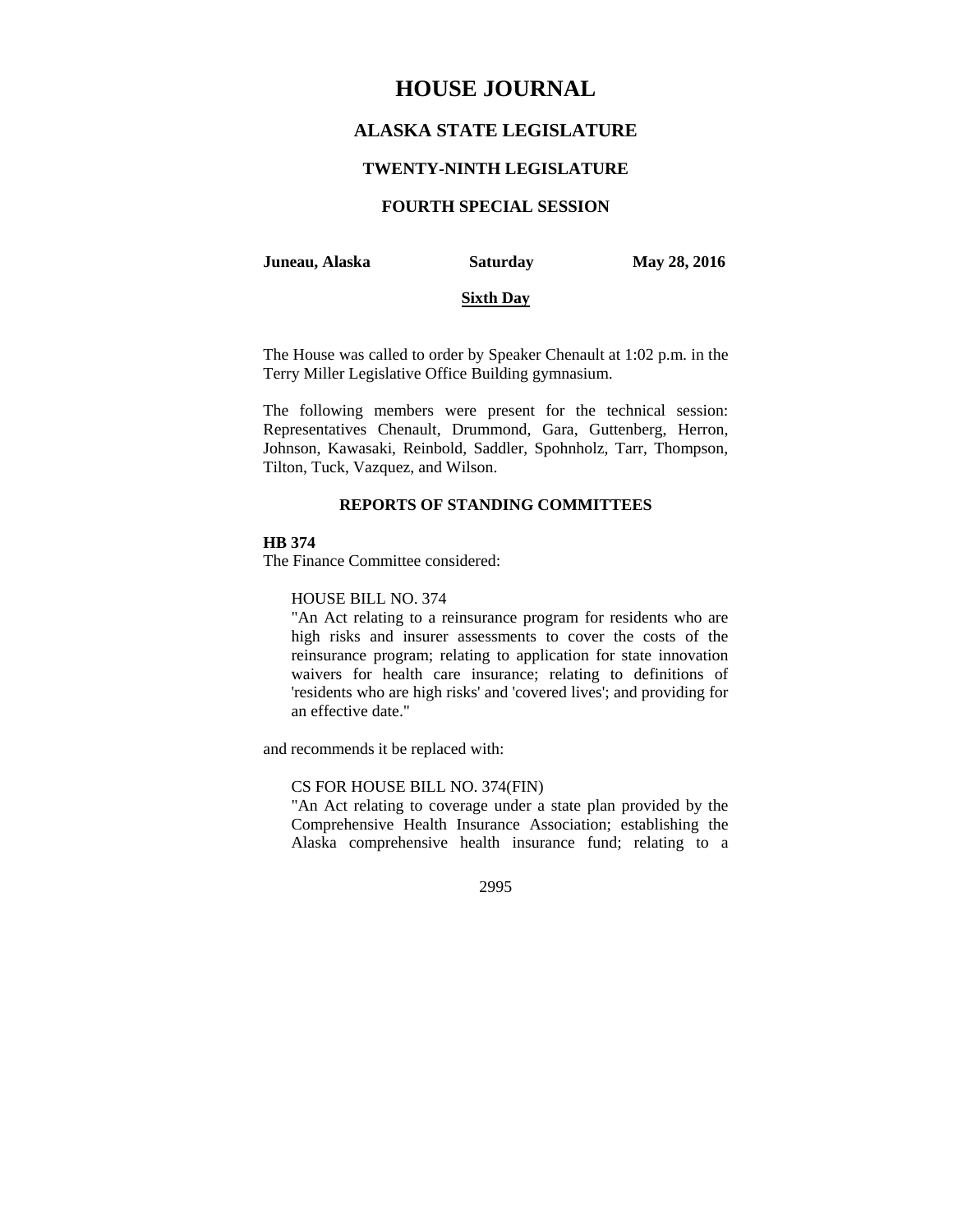# HOUSE JOURNAL

## ALASKA STATE LEGISLATURE

### TWENTY-NINTH LEGISLATURE

### FOURTH SPECIAL SESSION

**Juneau, Alaska** **Saturday** **May 28, 2016**

**Sixth Day**

The House was called to order by Speaker Chenault at 1:02 p.m. in the Terry Miller Legislative Office Building gymnasium.

The following members were present for the technical session: Representatives Chenault, Drummond, Gara, Guttenberg, Herron, Johnson, Kawasaki, Reinbold, Saddler, Spohnholz, Tarr, Thompson, Tilton, Tuck, Vazquez, and Wilson.

### REPORTS OF STANDING COMMITTEES

**HB 374**

The Finance Committee considered:

HOUSE BILL NO. 374
"An Act relating to a reinsurance program for residents who are high risks and insurer assessments to cover the costs of the reinsurance program; relating to application for state innovation waivers for health care insurance; relating to definitions of 'residents who are high risks' and 'covered lives'; and providing for an effective date."

and recommends it be replaced with:

CS FOR HOUSE BILL NO. 374(FIN)
"An Act relating to coverage under a state plan provided by the Comprehensive Health Insurance Association; establishing the Alaska comprehensive health insurance fund; relating to a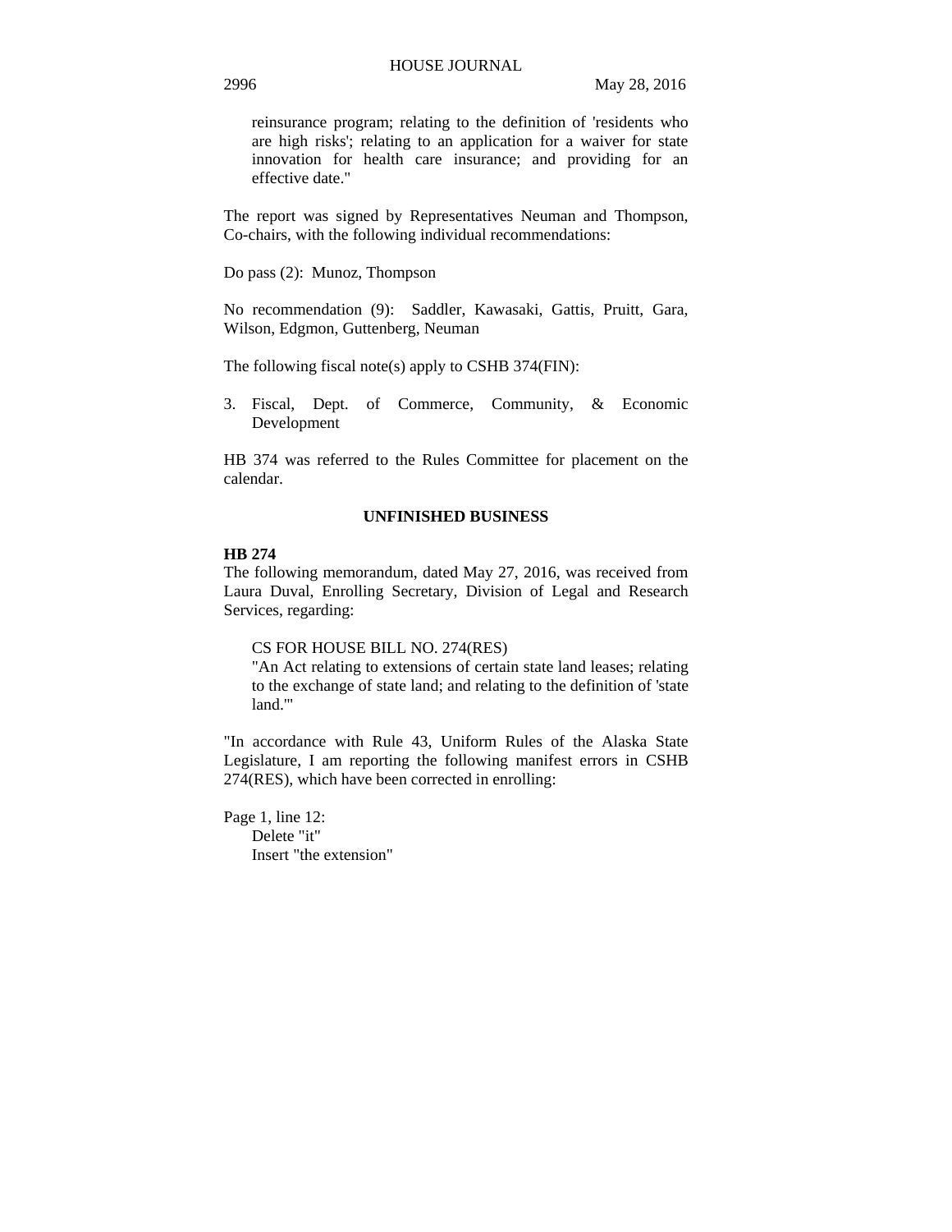reinsurance program; relating to the definition of 'residents who are high risks'; relating to an application for a waiver for state innovation for health care insurance; and providing for an effective date."

The report was signed by Representatives Neuman and Thompson, Co-chairs, with the following individual recommendations:

Do pass (2): Munoz, Thompson

No recommendation (9): Saddler, Kawasaki, Gattis, Pruitt, Gara, Wilson, Edgmon, Guttenberg, Neuman

The following fiscal note(s) apply to CSHB 374(FIN):

3. Fiscal, Dept. of Commerce, Community, & Economic Development

HB 374 was referred to the Rules Committee for placement on the calendar.

## UNFINISHED BUSINESS

**HB 274**

The following memorandum, dated May 27, 2016, was received from Laura Duval, Enrolling Secretary, Division of Legal and Research Services, regarding:

CS FOR HOUSE BILL NO. 274(RES)
"An Act relating to extensions of certain state land leases; relating to the exchange of state land; and relating to the definition of 'state land.'"

"In accordance with Rule 43, Uniform Rules of the Alaska State Legislature, I am reporting the following manifest errors in CSHB 274(RES), which have been corrected in enrolling:

Page 1, line 12:
Delete "it"
Insert "the extension"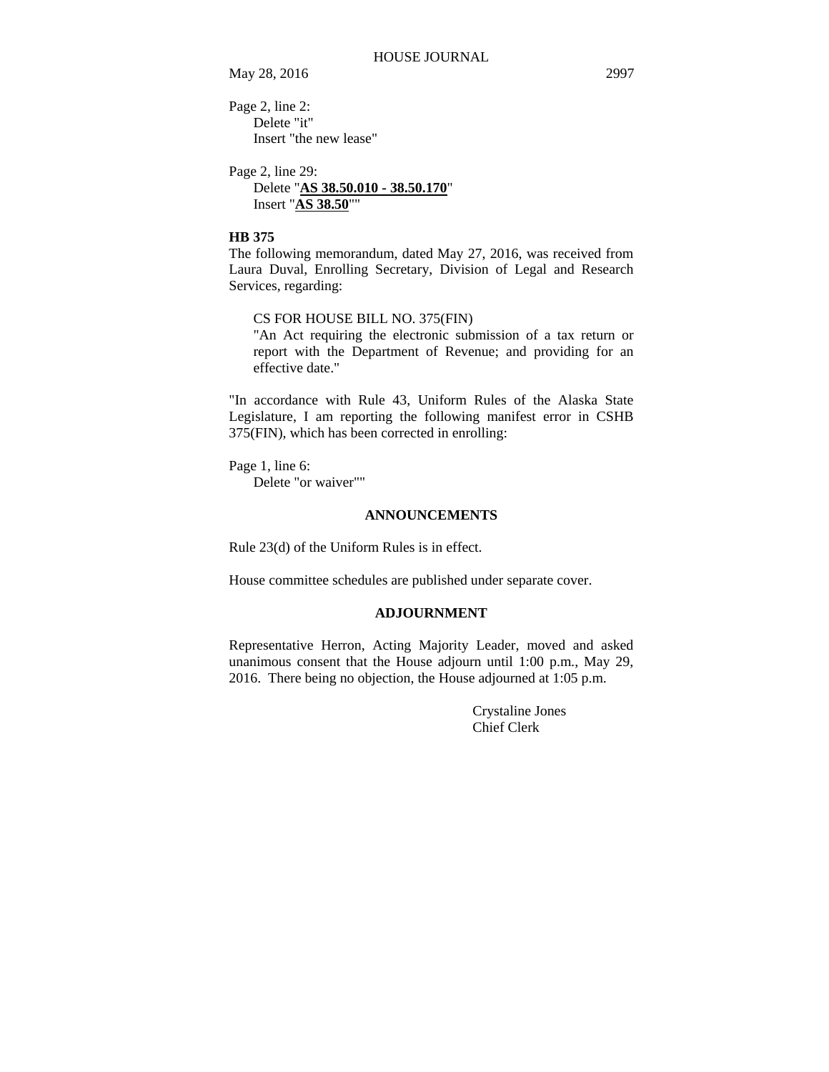Page 2, line 2:
Delete "it"
Insert "the new lease"

Page 2, line 29:
Delete "**<u>AS 38.50.010 - 38.50.170</u>**"
Insert "**<u>AS 38.50</u>**""

**HB 375**

The following memorandum, dated May 27, 2016, was received from Laura Duval, Enrolling Secretary, Division of Legal and Research Services, regarding:

CS FOR HOUSE BILL NO. 375(FIN)
"An Act requiring the electronic submission of a tax return or report with the Department of Revenue; and providing for an effective date."

"In accordance with Rule 43, Uniform Rules of the Alaska State Legislature, I am reporting the following manifest error in CSHB 375(FIN), which has been corrected in enrolling:

Page 1, line 6:
Delete "or waiver""

## ANNOUNCEMENTS

Rule 23(d) of the Uniform Rules is in effect.

House committee schedules are published under separate cover.

## ADJOURNMENT

Representative Herron, Acting Majority Leader, moved and asked unanimous consent that the House adjourn until 1:00 p.m., May 29, 2016. There being no objection, the House adjourned at 1:05 p.m.

Crystaline Jones
Chief Clerk